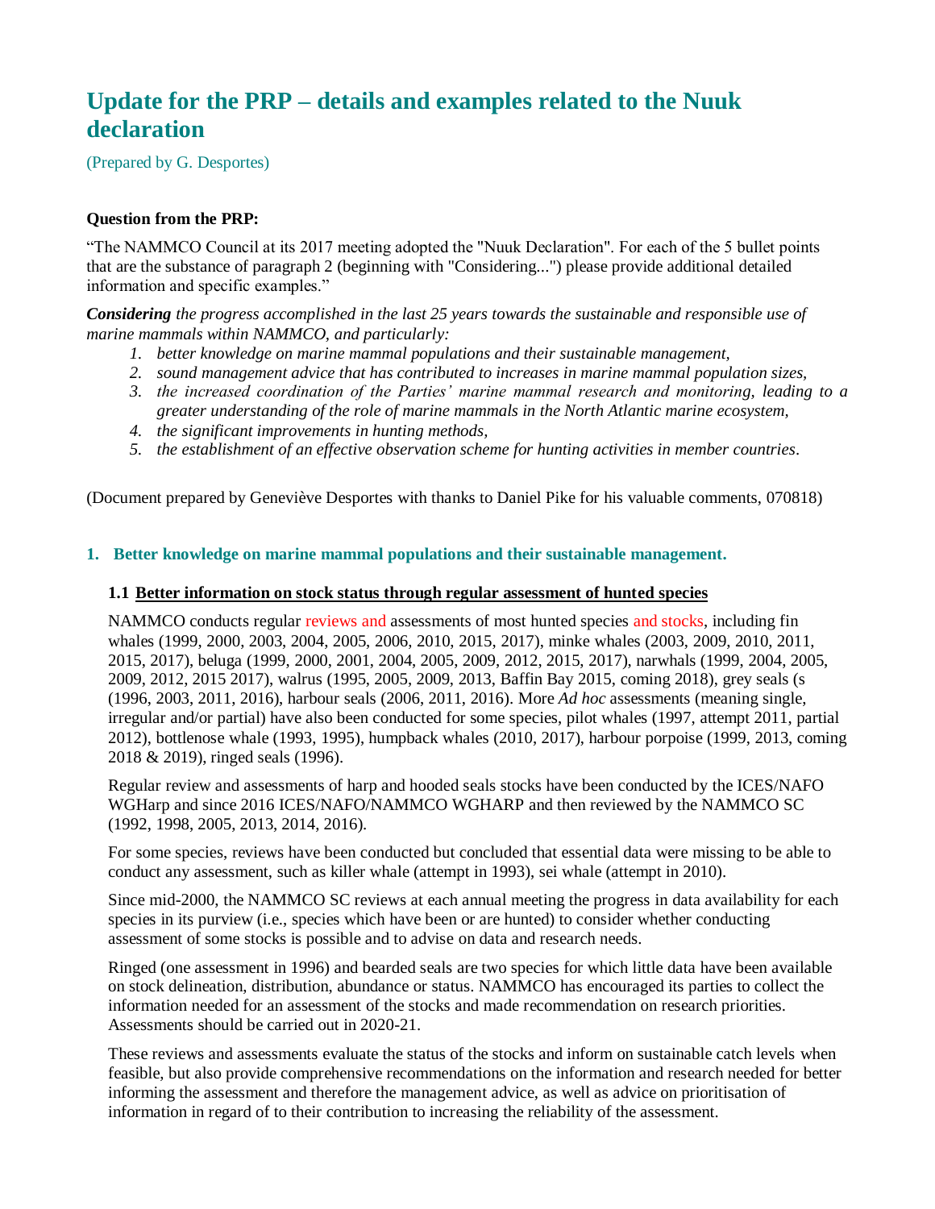# Update for the PRP – details and examples related to the Nuuk declaration

(Prepared by G. Desportes)

**Question from the PRP:**

"The NAMMCO Council at its 2017 meeting adopted the "Nuuk Declaration". For each of the 5 bullet points that are the substance of paragraph 2 (beginning with "Considering...") please provide additional detailed information and specific examples."

***Considering*** *the progress accomplished in the last 25 years towards the sustainable and responsible use of marine mammals within NAMMCO, and particularly:*

1. *better knowledge on marine mammal populations and their sustainable management,*
2. *sound management advice that has contributed to increases in marine mammal population sizes,*
3. *the increased coordination of the Parties' marine mammal research and monitoring, leading to a greater understanding of the role of marine mammals in the North Atlantic marine ecosystem,*
4. *the significant improvements in hunting methods,*
5. *the establishment of an effective observation scheme for hunting activities in member countries.*

(Document prepared by Geneviève Desportes with thanks to Daniel Pike for his valuable comments, 070818)

## 1. Better knowledge on marine mammal populations and their sustainable management.

### 1.1 Better information on stock status through regular assessment of hunted species

NAMMCO conducts regular reviews and assessments of most hunted species and stocks, including fin whales (1999, 2000, 2003, 2004, 2005, 2006, 2010, 2015, 2017), minke whales (2003, 2009, 2010, 2011, 2015, 2017), beluga (1999, 2000, 2001, 2004, 2005, 2009, 2012, 2015, 2017), narwhals (1999, 2004, 2005, 2009, 2012, 2015 2017), walrus (1995, 2005, 2009, 2013, Baffin Bay 2015, coming 2018), grey seals (s (1996, 2003, 2011, 2016), harbour seals (2006, 2011, 2016). More *Ad hoc* assessments (meaning single, irregular and/or partial) have also been conducted for some species, pilot whales (1997, attempt 2011, partial 2012), bottlenose whale (1993, 1995), humpback whales (2010, 2017), harbour porpoise (1999, 2013, coming 2018 & 2019), ringed seals (1996).

Regular review and assessments of harp and hooded seals stocks have been conducted by the ICES/NAFO WGHarp and since 2016 ICES/NAFO/NAMMCO WGHARP and then reviewed by the NAMMCO SC (1992, 1998, 2005, 2013, 2014, 2016).

For some species, reviews have been conducted but concluded that essential data were missing to be able to conduct any assessment, such as killer whale (attempt in 1993), sei whale (attempt in 2010).

Since mid-2000, the NAMMCO SC reviews at each annual meeting the progress in data availability for each species in its purview (i.e., species which have been or are hunted) to consider whether conducting assessment of some stocks is possible and to advise on data and research needs.

Ringed (one assessment in 1996) and bearded seals are two species for which little data have been available on stock delineation, distribution, abundance or status. NAMMCO has encouraged its parties to collect the information needed for an assessment of the stocks and made recommendation on research priorities. Assessments should be carried out in 2020-21.

These reviews and assessments evaluate the status of the stocks and inform on sustainable catch levels when feasible, but also provide comprehensive recommendations on the information and research needed for better informing the assessment and therefore the management advice, as well as advice on prioritisation of information in regard of to their contribution to increasing the reliability of the assessment.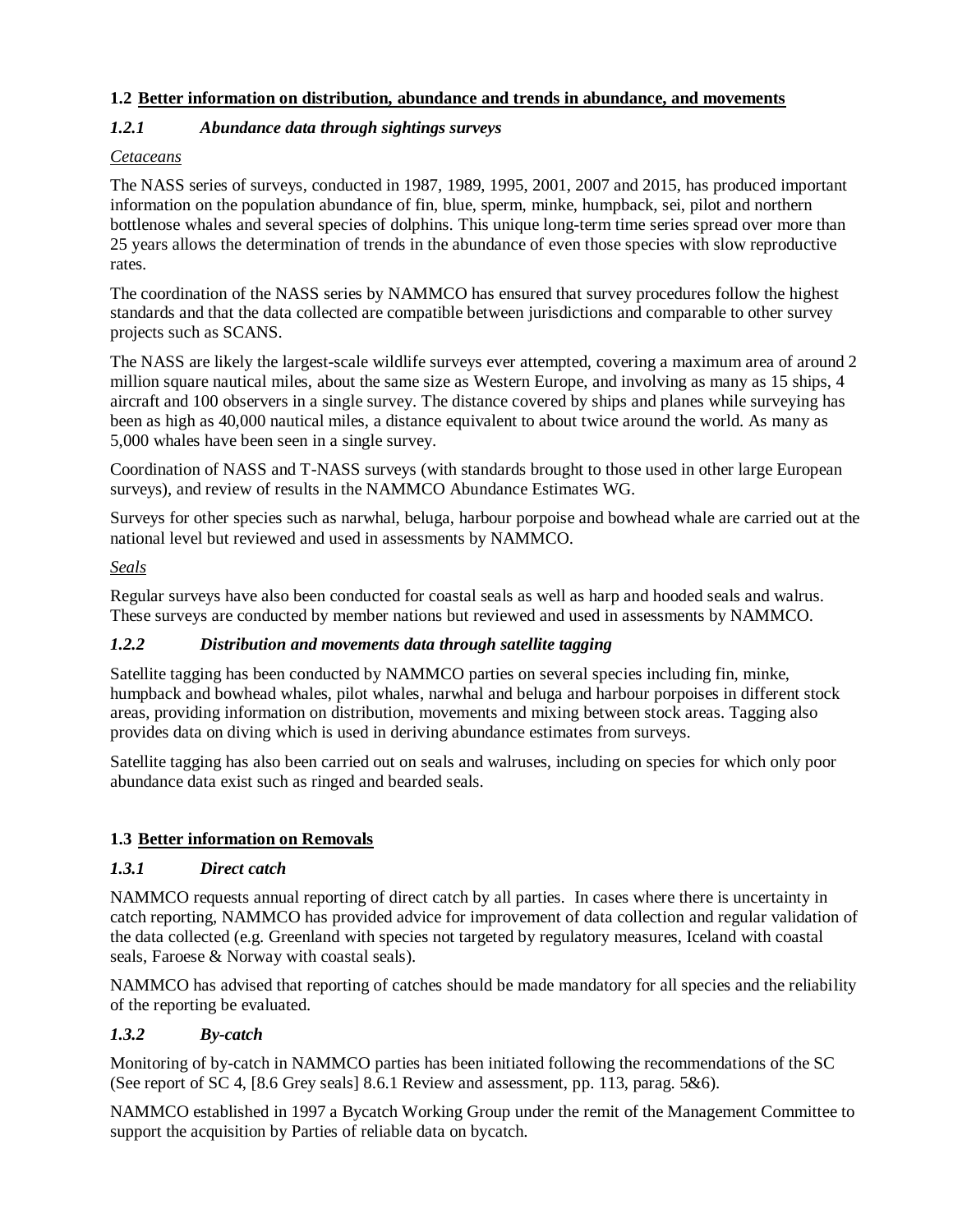## 1.2 <u>Better information on distribution, abundance and trends in abundance, and movements</u>

### *1.2.1 Abundance data through sightings surveys*

*Cetaceans*

The NASS series of surveys, conducted in 1987, 1989, 1995, 2001, 2007 and 2015, has produced important information on the population abundance of fin, blue, sperm, minke, humpback, sei, pilot and northern bottlenose whales and several species of dolphins. This unique long-term time series spread over more than 25 years allows the determination of trends in the abundance of even those species with slow reproductive rates.

The coordination of the NASS series by NAMMCO has ensured that survey procedures follow the highest standards and that the data collected are compatible between jurisdictions and comparable to other survey projects such as SCANS.

The NASS are likely the largest-scale wildlife surveys ever attempted, covering a maximum area of around 2 million square nautical miles, about the same size as Western Europe, and involving as many as 15 ships, 4 aircraft and 100 observers in a single survey. The distance covered by ships and planes while surveying has been as high as 40,000 nautical miles, a distance equivalent to about twice around the world. As many as 5,000 whales have been seen in a single survey.

Coordination of NASS and T-NASS surveys (with standards brought to those used in other large European surveys), and review of results in the NAMMCO Abundance Estimates WG.

Surveys for other species such as narwhal, beluga, harbour porpoise and bowhead whale are carried out at the national level but reviewed and used in assessments by NAMMCO.

*Seals*

Regular surveys have also been conducted for coastal seals as well as harp and hooded seals and walrus. These surveys are conducted by member nations but reviewed and used in assessments by NAMMCO.

### *1.2.2 Distribution and movements data through satellite tagging*

Satellite tagging has been conducted by NAMMCO parties on several species including fin, minke, humpback and bowhead whales, pilot whales, narwhal and beluga and harbour porpoises in different stock areas, providing information on distribution, movements and mixing between stock areas. Tagging also provides data on diving which is used in deriving abundance estimates from surveys.

Satellite tagging has also been carried out on seals and walruses, including on species for which only poor abundance data exist such as ringed and bearded seals.

## 1.3 <u>Better information on Removals</u>

### *1.3.1 Direct catch*

NAMMCO requests annual reporting of direct catch by all parties. In cases where there is uncertainty in catch reporting, NAMMCO has provided advice for improvement of data collection and regular validation of the data collected (e.g. Greenland with species not targeted by regulatory measures, Iceland with coastal seals, Faroese & Norway with coastal seals).

NAMMCO has advised that reporting of catches should be made mandatory for all species and the reliability of the reporting be evaluated.

### *1.3.2 By-catch*

Monitoring of by-catch in NAMMCO parties has been initiated following the recommendations of the SC (See report of SC 4, [8.6 Grey seals] 8.6.1 Review and assessment, pp. 113, parag. 5&6).

NAMMCO established in 1997 a Bycatch Working Group under the remit of the Management Committee to support the acquisition by Parties of reliable data on bycatch.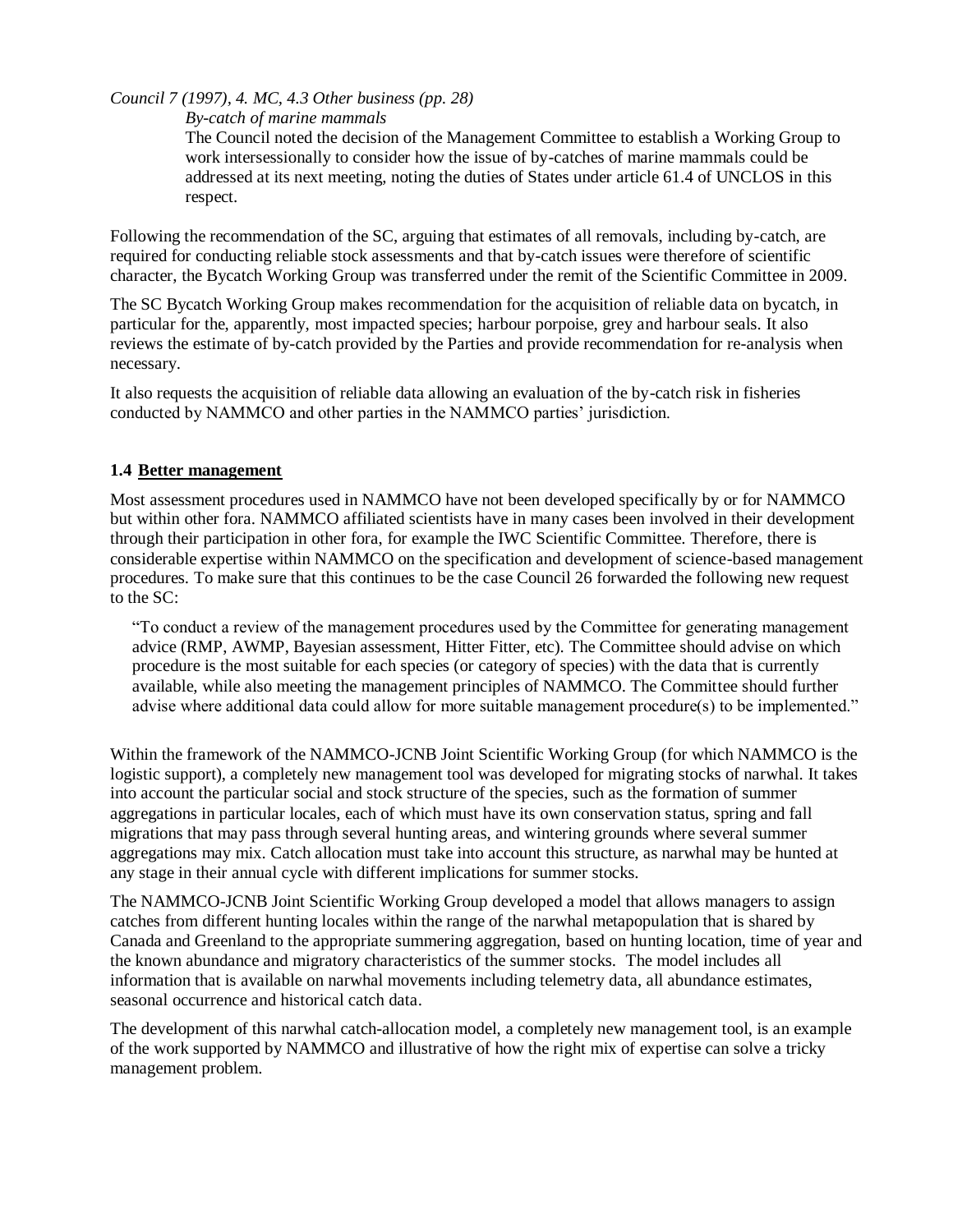*Council 7 (1997), 4. MC, 4.3 Other business (pp. 28)*

> *By-catch of marine mammals*
>
> The Council noted the decision of the Management Committee to establish a Working Group to work intersessionally to consider how the issue of by-catches of marine mammals could be addressed at its next meeting, noting the duties of States under article 61.4 of UNCLOS in this respect.

Following the recommendation of the SC, arguing that estimates of all removals, including by-catch, are required for conducting reliable stock assessments and that by-catch issues were therefore of scientific character, the Bycatch Working Group was transferred under the remit of the Scientific Committee in 2009.

The SC Bycatch Working Group makes recommendation for the acquisition of reliable data on bycatch, in particular for the, apparently, most impacted species; harbour porpoise, grey and harbour seals. It also reviews the estimate of by-catch provided by the Parties and provide recommendation for re-analysis when necessary.

It also requests the acquisition of reliable data allowing an evaluation of the by-catch risk in fisheries conducted by NAMMCO and other parties in the NAMMCO parties' jurisdiction.

### 1.4 Better management

Most assessment procedures used in NAMMCO have not been developed specifically by or for NAMMCO but within other fora. NAMMCO affiliated scientists have in many cases been involved in their development through their participation in other fora, for example the IWC Scientific Committee. Therefore, there is considerable expertise within NAMMCO on the specification and development of science-based management procedures. To make sure that this continues to be the case Council 26 forwarded the following new request to the SC:

> "To conduct a review of the management procedures used by the Committee for generating management advice (RMP, AWMP, Bayesian assessment, Hitter Fitter, etc). The Committee should advise on which procedure is the most suitable for each species (or category of species) with the data that is currently available, while also meeting the management principles of NAMMCO. The Committee should further advise where additional data could allow for more suitable management procedure(s) to be implemented."

Within the framework of the NAMMCO-JCNB Joint Scientific Working Group (for which NAMMCO is the logistic support), a completely new management tool was developed for migrating stocks of narwhal. It takes into account the particular social and stock structure of the species, such as the formation of summer aggregations in particular locales, each of which must have its own conservation status, spring and fall migrations that may pass through several hunting areas, and wintering grounds where several summer aggregations may mix. Catch allocation must take into account this structure, as narwhal may be hunted at any stage in their annual cycle with different implications for summer stocks.

The NAMMCO-JCNB Joint Scientific Working Group developed a model that allows managers to assign catches from different hunting locales within the range of the narwhal metapopulation that is shared by Canada and Greenland to the appropriate summering aggregation, based on hunting location, time of year and the known abundance and migratory characteristics of the summer stocks. The model includes all information that is available on narwhal movements including telemetry data, all abundance estimates, seasonal occurrence and historical catch data.

The development of this narwhal catch-allocation model, a completely new management tool, is an example of the work supported by NAMMCO and illustrative of how the right mix of expertise can solve a tricky management problem.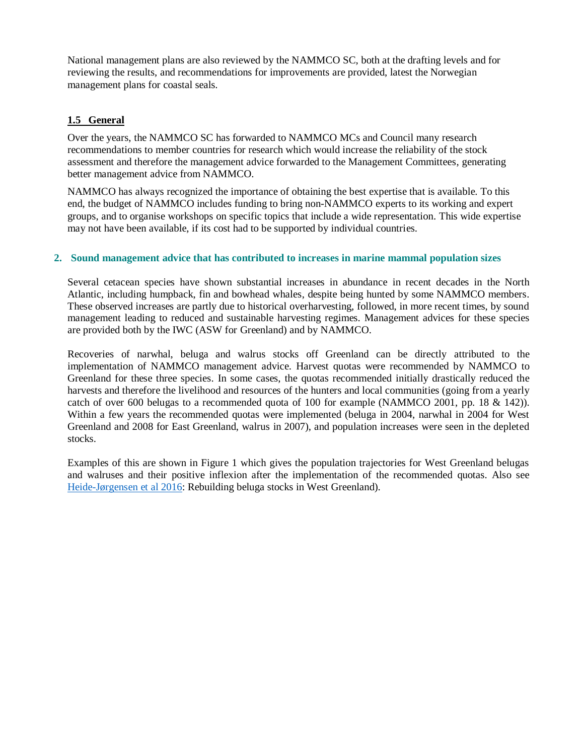National management plans are also reviewed by the NAMMCO SC, both at the drafting levels and for reviewing the results, and recommendations for improvements are provided, latest the Norwegian management plans for coastal seals.

### 1.5 General

Over the years, the NAMMCO SC has forwarded to NAMMCO MCs and Council many research recommendations to member countries for research which would increase the reliability of the stock assessment and therefore the management advice forwarded to the Management Committees, generating better management advice from NAMMCO.

NAMMCO has always recognized the importance of obtaining the best expertise that is available. To this end, the budget of NAMMCO includes funding to bring non-NAMMCO experts to its working and expert groups, and to organise workshops on specific topics that include a wide representation. This wide expertise may not have been available, if its cost had to be supported by individual countries.

## 2. Sound management advice that has contributed to increases in marine mammal population sizes

Several cetacean species have shown substantial increases in abundance in recent decades in the North Atlantic, including humpback, fin and bowhead whales, despite being hunted by some NAMMCO members. These observed increases are partly due to historical overharvesting, followed, in more recent times, by sound management leading to reduced and sustainable harvesting regimes. Management advices for these species are provided both by the IWC (ASW for Greenland) and by NAMMCO.

Recoveries of narwhal, beluga and walrus stocks off Greenland can be directly attributed to the implementation of NAMMCO management advice. Harvest quotas were recommended by NAMMCO to Greenland for these three species. In some cases, the quotas recommended initially drastically reduced the harvests and therefore the livelihood and resources of the hunters and local communities (going from a yearly catch of over 600 belugas to a recommended quota of 100 for example (NAMMCO 2001, pp. 18 & 142)). Within a few years the recommended quotas were implemented (beluga in 2004, narwhal in 2004 for West Greenland and 2008 for East Greenland, walrus in 2007), and population increases were seen in the depleted stocks.

Examples of this are shown in Figure 1 which gives the population trajectories for West Greenland belugas and walruses and their positive inflexion after the implementation of the recommended quotas. Also see Heide-Jørgensen et al 2016: Rebuilding beluga stocks in West Greenland).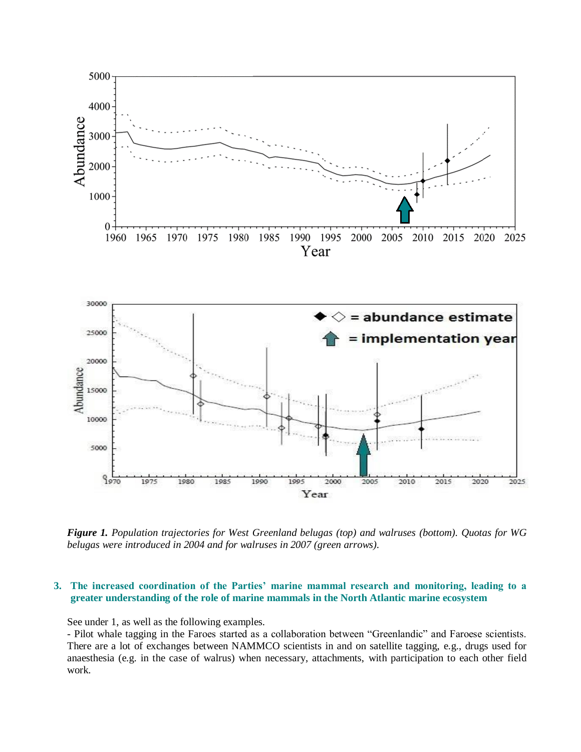*Figure 1. Population trajectories for West Greenland belugas (top) and walruses (bottom). Quotas for WG belugas were introduced in 2004 and for walruses in 2007 (green arrows).*

## 3. The increased coordination of the Parties' marine mammal research and monitoring, leading to a greater understanding of the role of marine mammals in the North Atlantic marine ecosystem

See under 1, as well as the following examples.

- Pilot whale tagging in the Faroes started as a collaboration between "Greenlandic" and Faroese scientists. There are a lot of exchanges between NAMMCO scientists in and on satellite tagging, e.g., drugs used for anaesthesia (e.g. in the case of walrus) when necessary, attachments, with participation to each other field work.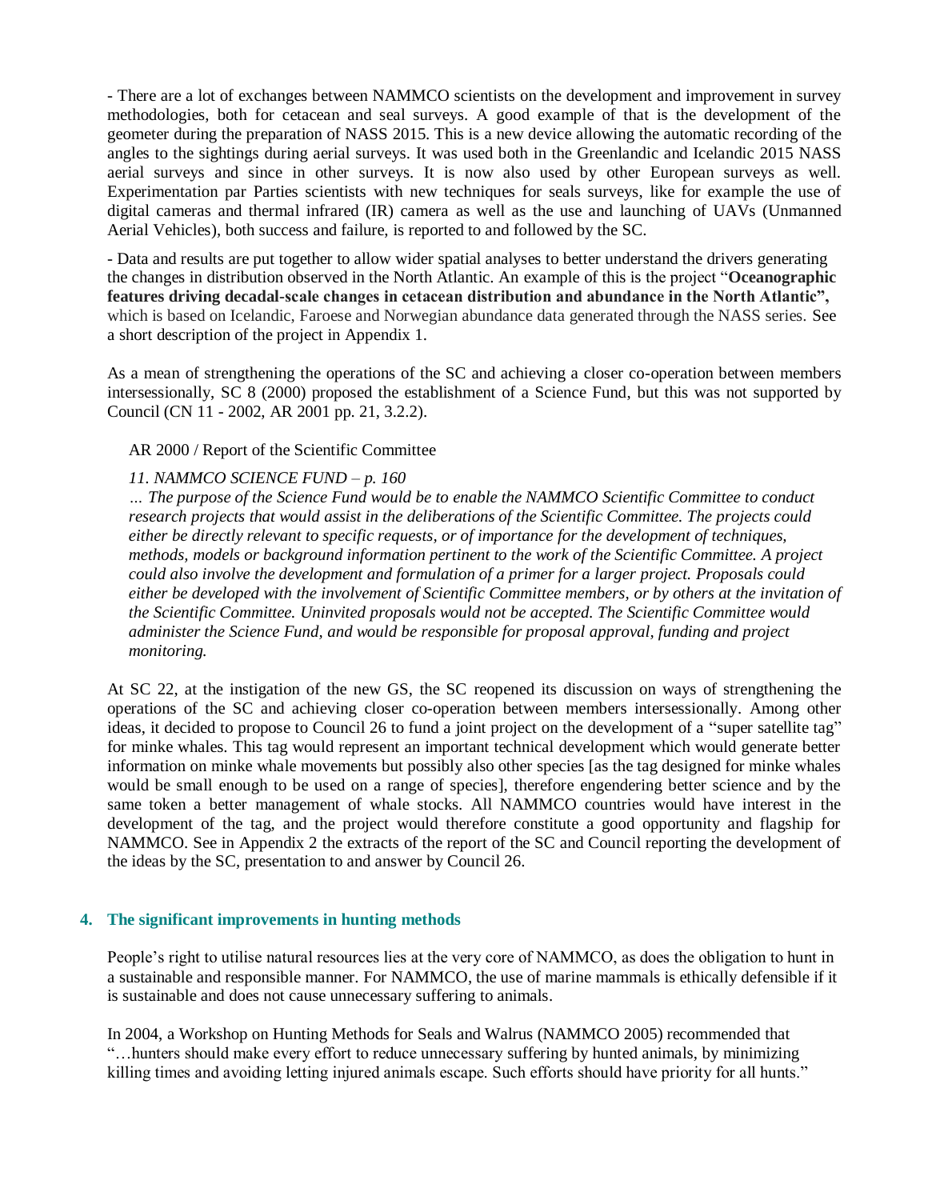- There are a lot of exchanges between NAMMCO scientists on the development and improvement in survey methodologies, both for cetacean and seal surveys. A good example of that is the development of the geometer during the preparation of NASS 2015. This is a new device allowing the automatic recording of the angles to the sightings during aerial surveys. It was used both in the Greenlandic and Icelandic 2015 NASS aerial surveys and since in other surveys. It is now also used by other European surveys as well. Experimentation par Parties scientists with new techniques for seals surveys, like for example the use of digital cameras and thermal infrared (IR) camera as well as the use and launching of UAVs (Unmanned Aerial Vehicles), both success and failure, is reported to and followed by the SC.

- Data and results are put together to allow wider spatial analyses to better understand the drivers generating the changes in distribution observed in the North Atlantic. An example of this is the project "**Oceanographic features driving decadal-scale changes in cetacean distribution and abundance in the North Atlantic",** which is based on Icelandic, Faroese and Norwegian abundance data generated through the NASS series. See a short description of the project in Appendix 1.

As a mean of strengthening the operations of the SC and achieving a closer co-operation between members intersessionally, SC 8 (2000) proposed the establishment of a Science Fund, but this was not supported by Council (CN 11 - 2002, AR 2001 pp. 21, 3.2.2).

AR 2000 / Report of the Scientific Committee

*11. NAMMCO SCIENCE FUND – p. 160*

*… The purpose of the Science Fund would be to enable the NAMMCO Scientific Committee to conduct research projects that would assist in the deliberations of the Scientific Committee. The projects could either be directly relevant to specific requests, or of importance for the development of techniques, methods, models or background information pertinent to the work of the Scientific Committee. A project could also involve the development and formulation of a primer for a larger project. Proposals could either be developed with the involvement of Scientific Committee members, or by others at the invitation of the Scientific Committee. Uninvited proposals would not be accepted. The Scientific Committee would administer the Science Fund, and would be responsible for proposal approval, funding and project monitoring.*

At SC 22, at the instigation of the new GS, the SC reopened its discussion on ways of strengthening the operations of the SC and achieving closer co-operation between members intersessionally. Among other ideas, it decided to propose to Council 26 to fund a joint project on the development of a "super satellite tag" for minke whales. This tag would represent an important technical development which would generate better information on minke whale movements but possibly also other species [as the tag designed for minke whales would be small enough to be used on a range of species], therefore engendering better science and by the same token a better management of whale stocks. All NAMMCO countries would have interest in the development of the tag, and the project would therefore constitute a good opportunity and flagship for NAMMCO. See in Appendix 2 the extracts of the report of the SC and Council reporting the development of the ideas by the SC, presentation to and answer by Council 26.

## 4. The significant improvements in hunting methods

People's right to utilise natural resources lies at the very core of NAMMCO, as does the obligation to hunt in a sustainable and responsible manner. For NAMMCO, the use of marine mammals is ethically defensible if it is sustainable and does not cause unnecessary suffering to animals.

In 2004, a Workshop on Hunting Methods for Seals and Walrus (NAMMCO 2005) recommended that "…hunters should make every effort to reduce unnecessary suffering by hunted animals, by minimizing killing times and avoiding letting injured animals escape. Such efforts should have priority for all hunts."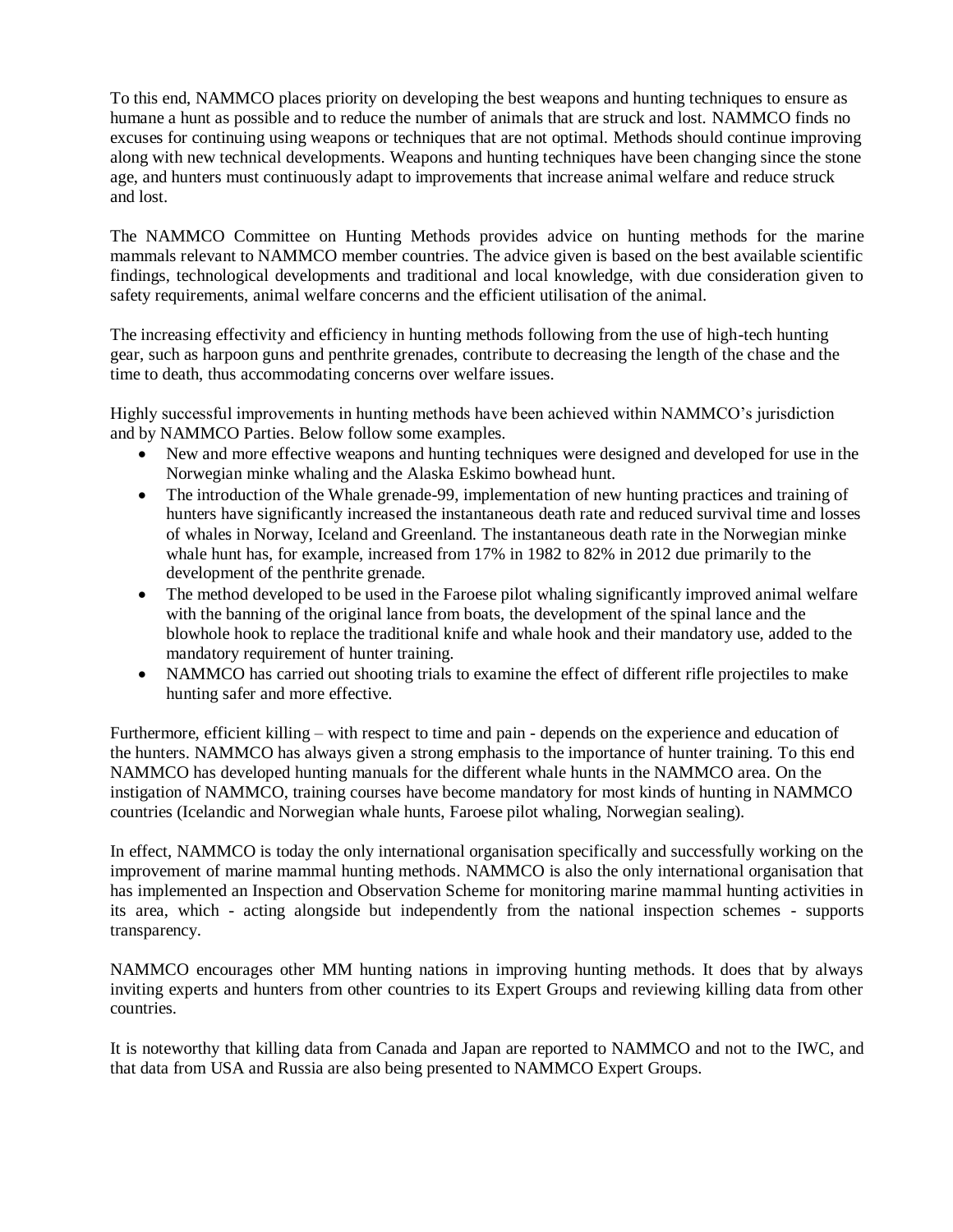To this end, NAMMCO places priority on developing the best weapons and hunting techniques to ensure as humane a hunt as possible and to reduce the number of animals that are struck and lost. NAMMCO finds no excuses for continuing using weapons or techniques that are not optimal. Methods should continue improving along with new technical developments. Weapons and hunting techniques have been changing since the stone age, and hunters must continuously adapt to improvements that increase animal welfare and reduce struck and lost.

The NAMMCO Committee on Hunting Methods provides advice on hunting methods for the marine mammals relevant to NAMMCO member countries. The advice given is based on the best available scientific findings, technological developments and traditional and local knowledge, with due consideration given to safety requirements, animal welfare concerns and the efficient utilisation of the animal.

The increasing effectivity and efficiency in hunting methods following from the use of high-tech hunting gear, such as harpoon guns and penthrite grenades, contribute to decreasing the length of the chase and the time to death, thus accommodating concerns over welfare issues.

Highly successful improvements in hunting methods have been achieved within NAMMCO's jurisdiction and by NAMMCO Parties. Below follow some examples.

- New and more effective weapons and hunting techniques were designed and developed for use in the Norwegian minke whaling and the Alaska Eskimo bowhead hunt.
- The introduction of the Whale grenade-99, implementation of new hunting practices and training of hunters have significantly increased the instantaneous death rate and reduced survival time and losses of whales in Norway, Iceland and Greenland. The instantaneous death rate in the Norwegian minke whale hunt has, for example, increased from 17% in 1982 to 82% in 2012 due primarily to the development of the penthrite grenade.
- The method developed to be used in the Faroese pilot whaling significantly improved animal welfare with the banning of the original lance from boats, the development of the spinal lance and the blowhole hook to replace the traditional knife and whale hook and their mandatory use, added to the mandatory requirement of hunter training.
- NAMMCO has carried out shooting trials to examine the effect of different rifle projectiles to make hunting safer and more effective.

Furthermore, efficient killing – with respect to time and pain - depends on the experience and education of the hunters. NAMMCO has always given a strong emphasis to the importance of hunter training. To this end NAMMCO has developed hunting manuals for the different whale hunts in the NAMMCO area. On the instigation of NAMMCO, training courses have become mandatory for most kinds of hunting in NAMMCO countries (Icelandic and Norwegian whale hunts, Faroese pilot whaling, Norwegian sealing).

In effect, NAMMCO is today the only international organisation specifically and successfully working on the improvement of marine mammal hunting methods. NAMMCO is also the only international organisation that has implemented an Inspection and Observation Scheme for monitoring marine mammal hunting activities in its area, which - acting alongside but independently from the national inspection schemes - supports transparency.

NAMMCO encourages other MM hunting nations in improving hunting methods. It does that by always inviting experts and hunters from other countries to its Expert Groups and reviewing killing data from other countries.

It is noteworthy that killing data from Canada and Japan are reported to NAMMCO and not to the IWC, and that data from USA and Russia are also being presented to NAMMCO Expert Groups.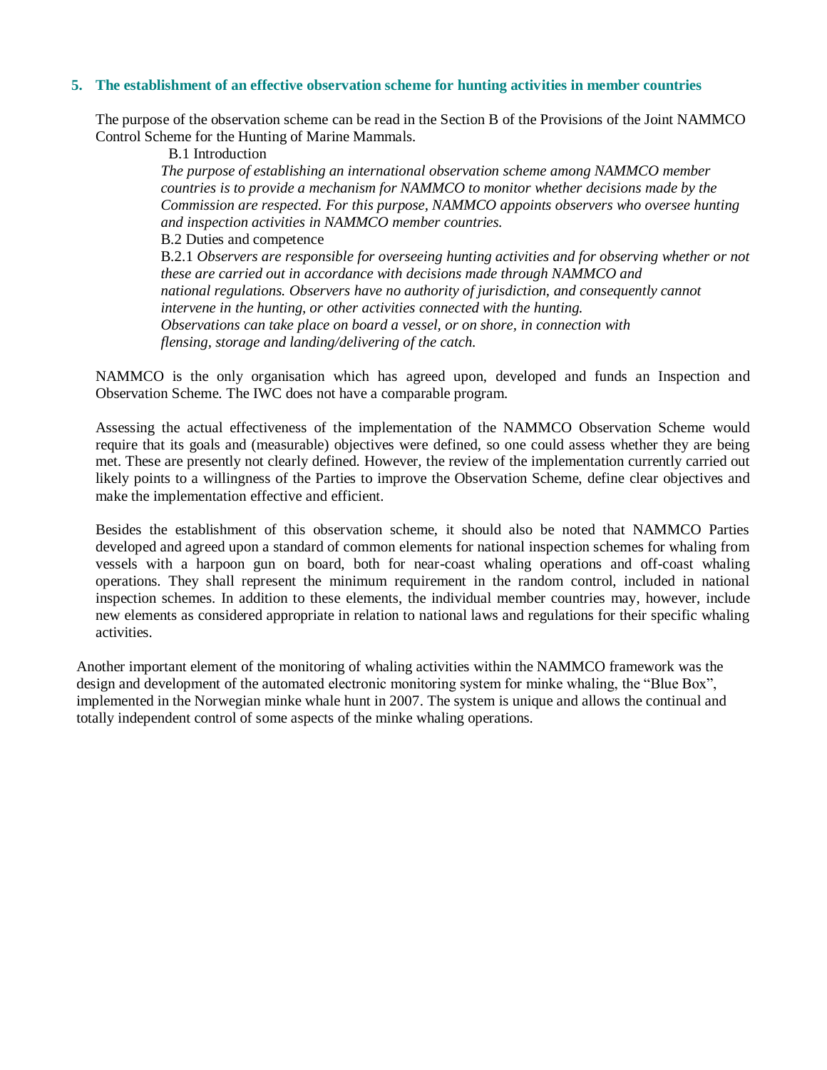## 5. The establishment of an effective observation scheme for hunting activities in member countries

The purpose of the observation scheme can be read in the Section B of the Provisions of the Joint NAMMCO Control Scheme for the Hunting of Marine Mammals.

B.1 Introduction

*The purpose of establishing an international observation scheme among NAMMCO member countries is to provide a mechanism for NAMMCO to monitor whether decisions made by the Commission are respected. For this purpose, NAMMCO appoints observers who oversee hunting and inspection activities in NAMMCO member countries.*

B.2 Duties and competence

B.2.1 *Observers are responsible for overseeing hunting activities and for observing whether or not these are carried out in accordance with decisions made through NAMMCO and national regulations. Observers have no authority of jurisdiction, and consequently cannot intervene in the hunting, or other activities connected with the hunting. Observations can take place on board a vessel, or on shore, in connection with flensing, storage and landing/delivering of the catch.*

NAMMCO is the only organisation which has agreed upon, developed and funds an Inspection and Observation Scheme. The IWC does not have a comparable program.

Assessing the actual effectiveness of the implementation of the NAMMCO Observation Scheme would require that its goals and (measurable) objectives were defined, so one could assess whether they are being met. These are presently not clearly defined. However, the review of the implementation currently carried out likely points to a willingness of the Parties to improve the Observation Scheme, define clear objectives and make the implementation effective and efficient.

Besides the establishment of this observation scheme, it should also be noted that NAMMCO Parties developed and agreed upon a standard of common elements for national inspection schemes for whaling from vessels with a harpoon gun on board, both for near-coast whaling operations and off-coast whaling operations. They shall represent the minimum requirement in the random control, included in national inspection schemes. In addition to these elements, the individual member countries may, however, include new elements as considered appropriate in relation to national laws and regulations for their specific whaling activities.

Another important element of the monitoring of whaling activities within the NAMMCO framework was the design and development of the automated electronic monitoring system for minke whaling, the "Blue Box", implemented in the Norwegian minke whale hunt in 2007. The system is unique and allows the continual and totally independent control of some aspects of the minke whaling operations.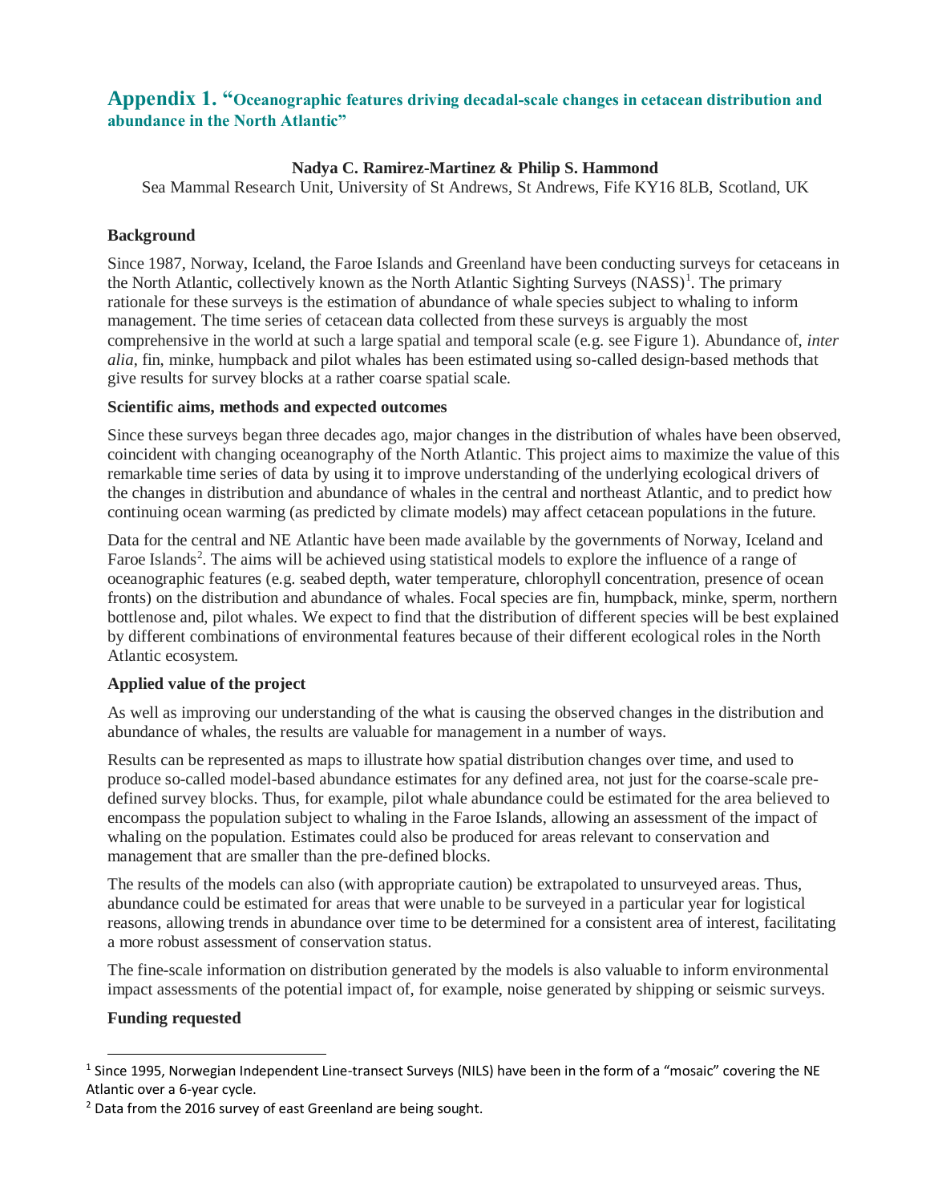## Appendix 1. "Oceanographic features driving decadal-scale changes in cetacean distribution and abundance in the North Atlantic"

**Nadya C. Ramirez-Martinez & Philip S. Hammond**

Sea Mammal Research Unit, University of St Andrews, St Andrews, Fife KY16 8LB, Scotland, UK

### Background

Since 1987, Norway, Iceland, the Faroe Islands and Greenland have been conducting surveys for cetaceans in the North Atlantic, collectively known as the North Atlantic Sighting Surveys (NASS)[1]. The primary rationale for these surveys is the estimation of abundance of whale species subject to whaling to inform management. The time series of cetacean data collected from these surveys is arguably the most comprehensive in the world at such a large spatial and temporal scale (e.g. see Figure 1). Abundance of, *inter alia*, fin, minke, humpback and pilot whales has been estimated using so-called design-based methods that give results for survey blocks at a rather coarse spatial scale.

### Scientific aims, methods and expected outcomes

Since these surveys began three decades ago, major changes in the distribution of whales have been observed, coincident with changing oceanography of the North Atlantic. This project aims to maximize the value of this remarkable time series of data by using it to improve understanding of the underlying ecological drivers of the changes in distribution and abundance of whales in the central and northeast Atlantic, and to predict how continuing ocean warming (as predicted by climate models) may affect cetacean populations in the future.

Data for the central and NE Atlantic have been made available by the governments of Norway, Iceland and Faroe Islands[2]. The aims will be achieved using statistical models to explore the influence of a range of oceanographic features (e.g. seabed depth, water temperature, chlorophyll concentration, presence of ocean fronts) on the distribution and abundance of whales. Focal species are fin, humpback, minke, sperm, northern bottlenose and, pilot whales. We expect to find that the distribution of different species will be best explained by different combinations of environmental features because of their different ecological roles in the North Atlantic ecosystem.

### Applied value of the project

As well as improving our understanding of the what is causing the observed changes in the distribution and abundance of whales, the results are valuable for management in a number of ways.

Results can be represented as maps to illustrate how spatial distribution changes over time, and used to produce so-called model-based abundance estimates for any defined area, not just for the coarse-scale pre-defined survey blocks. Thus, for example, pilot whale abundance could be estimated for the area believed to encompass the population subject to whaling in the Faroe Islands, allowing an assessment of the impact of whaling on the population. Estimates could also be produced for areas relevant to conservation and management that are smaller than the pre-defined blocks.

The results of the models can also (with appropriate caution) be extrapolated to unsurveyed areas. Thus, abundance could be estimated for areas that were unable to be surveyed in a particular year for logistical reasons, allowing trends in abundance over time to be determined for a consistent area of interest, facilitating a more robust assessment of conservation status.

The fine-scale information on distribution generated by the models is also valuable to inform environmental impact assessments of the potential impact of, for example, noise generated by shipping or seismic surveys.

### Funding requested

---

[1] Since 1995, Norwegian Independent Line-transect Surveys (NILS) have been in the form of a "mosaic" covering the NE Atlantic over a 6-year cycle.

[2] Data from the 2016 survey of east Greenland are being sought.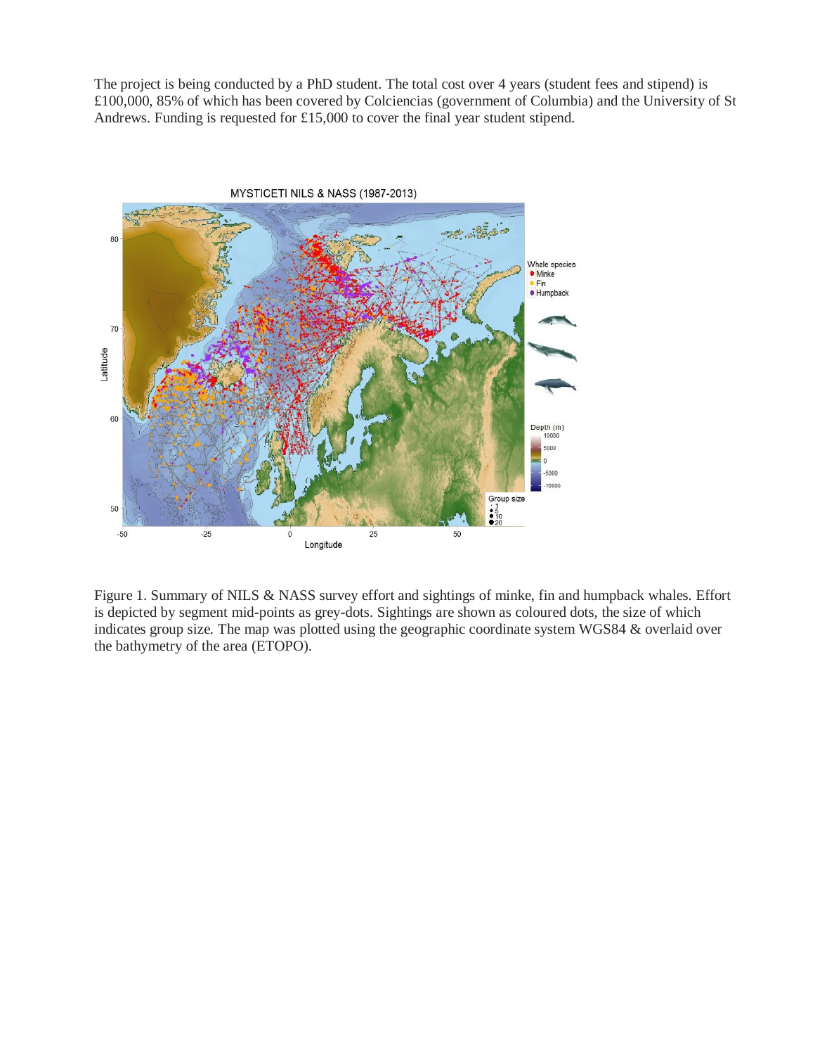The project is being conducted by a PhD student. The total cost over 4 years (student fees and stipend) is £100,000, 85% of which has been covered by Colciencias (government of Columbia) and the University of St Andrews. Funding is requested for £15,000 to cover the final year student stipend.

Figure 1. Summary of NILS & NASS survey effort and sightings of minke, fin and humpback whales. Effort is depicted by segment mid-points as grey-dots. Sightings are shown as coloured dots, the size of which indicates group size. The map was plotted using the geographic coordinate system WGS84 & overlaid over the bathymetry of the area (ETOPO).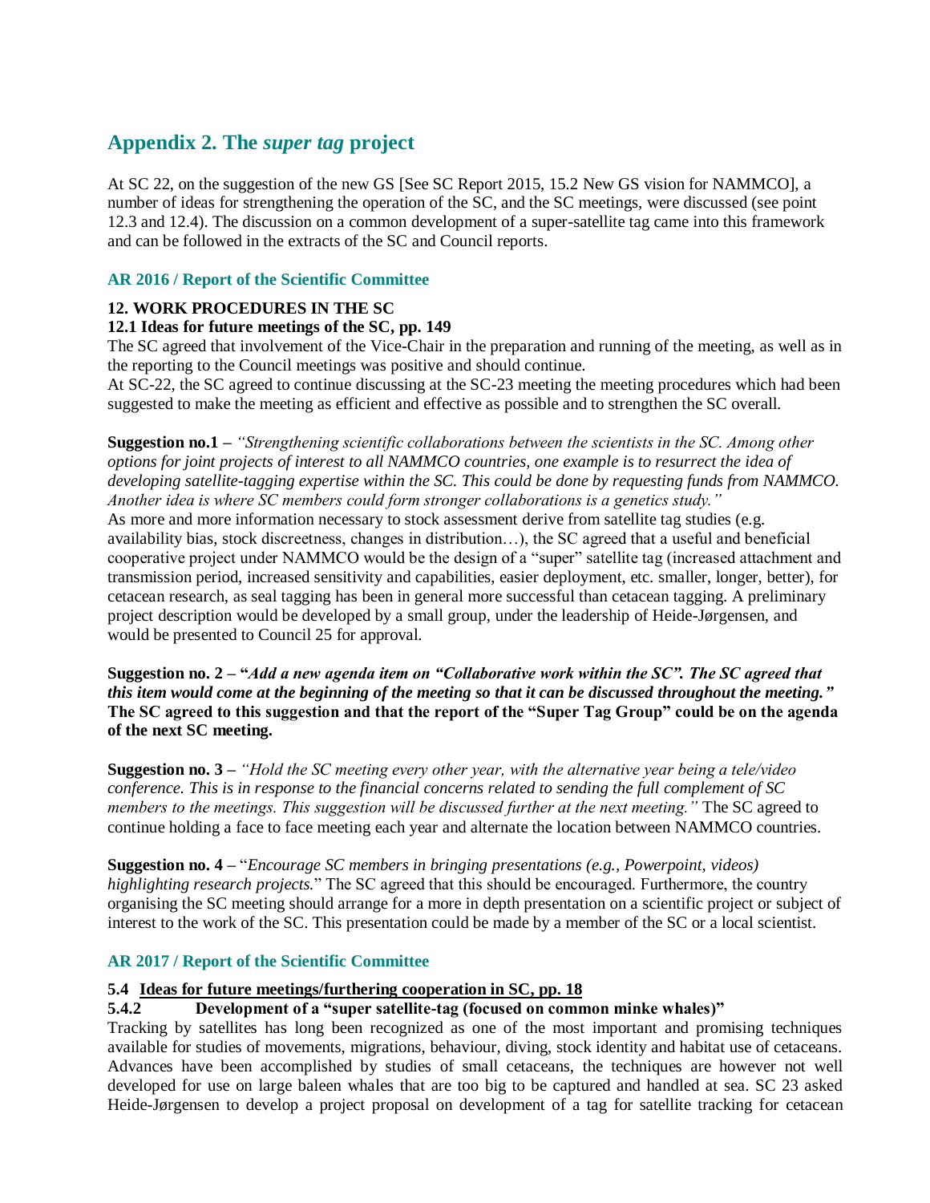## Appendix 2. The *super tag* project

At SC 22, on the suggestion of the new GS [See SC Report 2015, 15.2 New GS vision for NAMMCO], a number of ideas for strengthening the operation of the SC, and the SC meetings, were discussed (see point 12.3 and 12.4). The discussion on a common development of a super-satellite tag came into this framework and can be followed in the extracts of the SC and Council reports.

### AR 2016 / Report of the Scientific Committee

**12. WORK PROCEDURES IN THE SC**

**12.1 Ideas for future meetings of the SC, pp. 149**

The SC agreed that involvement of the Vice-Chair in the preparation and running of the meeting, as well as in the reporting to the Council meetings was positive and should continue.

At SC-22, the SC agreed to continue discussing at the SC-23 meeting the meeting procedures which had been suggested to make the meeting as efficient and effective as possible and to strengthen the SC overall.

**Suggestion no.1 –** *"Strengthening scientific collaborations between the scientists in the SC. Among other options for joint projects of interest to all NAMMCO countries, one example is to resurrect the idea of developing satellite-tagging expertise within the SC. This could be done by requesting funds from NAMMCO. Another idea is where SC members could form stronger collaborations is a genetics study."*

As more and more information necessary to stock assessment derive from satellite tag studies (e.g. availability bias, stock discreetness, changes in distribution…), the SC agreed that a useful and beneficial cooperative project under NAMMCO would be the design of a "super" satellite tag (increased attachment and transmission period, increased sensitivity and capabilities, easier deployment, etc. smaller, longer, better), for cetacean research, as seal tagging has been in general more successful than cetacean tagging. A preliminary project description would be developed by a small group, under the leadership of Heide-Jørgensen, and would be presented to Council 25 for approval.

**Suggestion no. 2 – "*Add a new agenda item on "Collaborative work within the SC". The SC agreed that this item would come at the beginning of the meeting so that it can be discussed throughout the meeting.*" The SC agreed to this suggestion and that the report of the "Super Tag Group" could be on the agenda of the next SC meeting.**

**Suggestion no. 3 –** *"Hold the SC meeting every other year, with the alternative year being a tele/video conference. This is in response to the financial concerns related to sending the full complement of SC members to the meetings. This suggestion will be discussed further at the next meeting."* The SC agreed to continue holding a face to face meeting each year and alternate the location between NAMMCO countries.

**Suggestion no. 4 –** "*Encourage SC members in bringing presentations (e.g., Powerpoint, videos) highlighting research projects.*" The SC agreed that this should be encouraged. Furthermore, the country organising the SC meeting should arrange for a more in depth presentation on a scientific project or subject of interest to the work of the SC. This presentation could be made by a member of the SC or a local scientist.

### AR 2017 / Report of the Scientific Committee

**5.4 <u>Ideas for future meetings/furthering cooperation in SC, pp. 18</u>**

**5.4.2 Development of a "super satellite-tag (focused on common minke whales)"**

Tracking by satellites has long been recognized as one of the most important and promising techniques available for studies of movements, migrations, behaviour, diving, stock identity and habitat use of cetaceans. Advances have been accomplished by studies of small cetaceans, the techniques are however not well developed for use on large baleen whales that are too big to be captured and handled at sea. SC 23 asked Heide-Jørgensen to develop a project proposal on development of a tag for satellite tracking for cetacean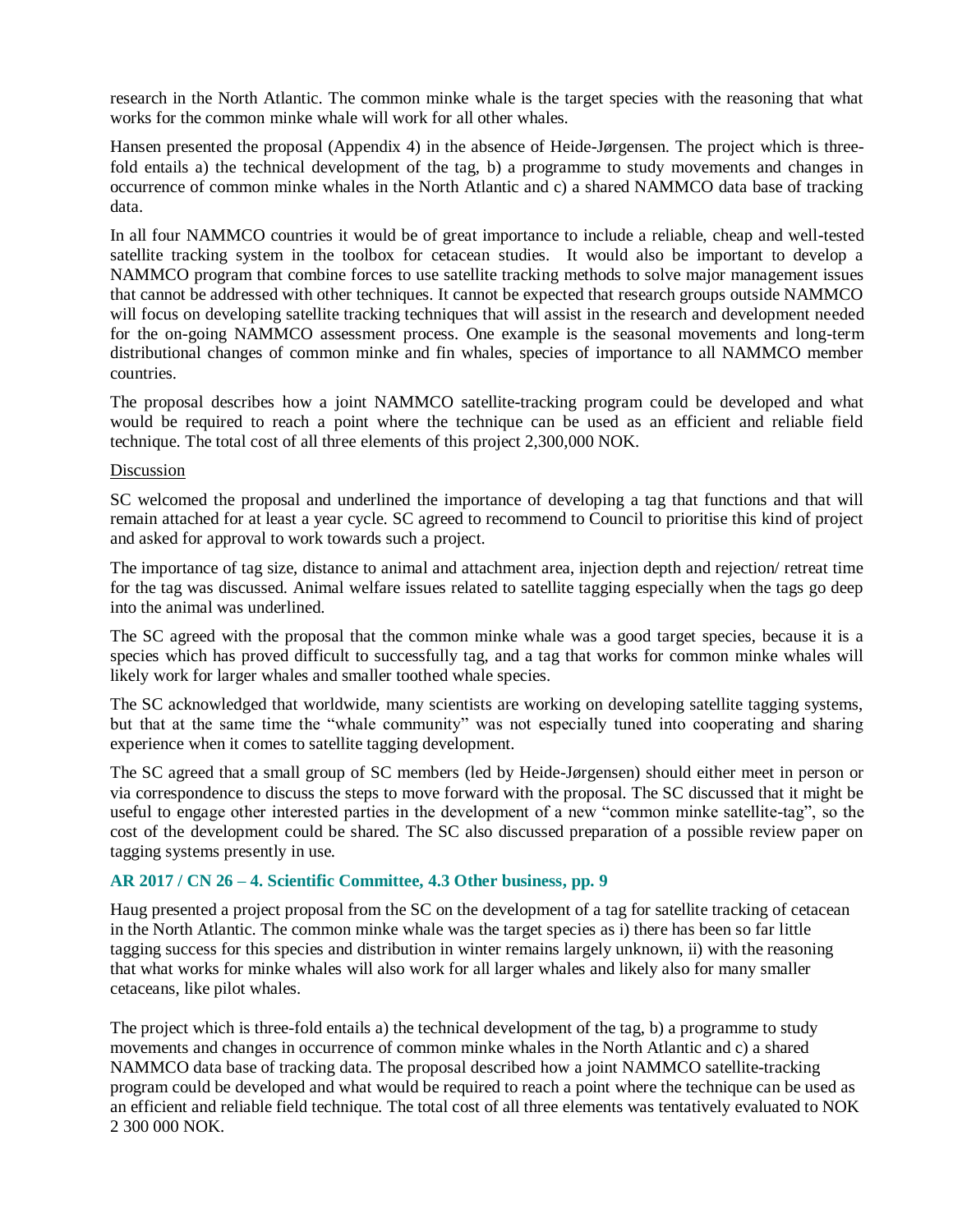research in the North Atlantic. The common minke whale is the target species with the reasoning that what works for the common minke whale will work for all other whales.

Hansen presented the proposal (Appendix 4) in the absence of Heide-Jørgensen. The project which is three-fold entails a) the technical development of the tag, b) a programme to study movements and changes in occurrence of common minke whales in the North Atlantic and c) a shared NAMMCO data base of tracking data.

In all four NAMMCO countries it would be of great importance to include a reliable, cheap and well-tested satellite tracking system in the toolbox for cetacean studies. It would also be important to develop a NAMMCO program that combine forces to use satellite tracking methods to solve major management issues that cannot be addressed with other techniques. It cannot be expected that research groups outside NAMMCO will focus on developing satellite tracking techniques that will assist in the research and development needed for the on-going NAMMCO assessment process. One example is the seasonal movements and long-term distributional changes of common minke and fin whales, species of importance to all NAMMCO member countries.

The proposal describes how a joint NAMMCO satellite-tracking program could be developed and what would be required to reach a point where the technique can be used as an efficient and reliable field technique. The total cost of all three elements of this project 2,300,000 NOK.

Discussion

SC welcomed the proposal and underlined the importance of developing a tag that functions and that will remain attached for at least a year cycle. SC agreed to recommend to Council to prioritise this kind of project and asked for approval to work towards such a project.

The importance of tag size, distance to animal and attachment area, injection depth and rejection/ retreat time for the tag was discussed. Animal welfare issues related to satellite tagging especially when the tags go deep into the animal was underlined.

The SC agreed with the proposal that the common minke whale was a good target species, because it is a species which has proved difficult to successfully tag, and a tag that works for common minke whales will likely work for larger whales and smaller toothed whale species.

The SC acknowledged that worldwide, many scientists are working on developing satellite tagging systems, but that at the same time the "whale community" was not especially tuned into cooperating and sharing experience when it comes to satellite tagging development.

The SC agreed that a small group of SC members (led by Heide-Jørgensen) should either meet in person or via correspondence to discuss the steps to move forward with the proposal. The SC discussed that it might be useful to engage other interested parties in the development of a new "common minke satellite-tag", so the cost of the development could be shared. The SC also discussed preparation of a possible review paper on tagging systems presently in use.

### AR 2017 / CN 26 – 4. Scientific Committee, 4.3 Other business, pp. 9

Haug presented a project proposal from the SC on the development of a tag for satellite tracking of cetacean in the North Atlantic. The common minke whale was the target species as i) there has been so far little tagging success for this species and distribution in winter remains largely unknown, ii) with the reasoning that what works for minke whales will also work for all larger whales and likely also for many smaller cetaceans, like pilot whales.

The project which is three-fold entails a) the technical development of the tag, b) a programme to study movements and changes in occurrence of common minke whales in the North Atlantic and c) a shared NAMMCO data base of tracking data. The proposal described how a joint NAMMCO satellite-tracking program could be developed and what would be required to reach a point where the technique can be used as an efficient and reliable field technique. The total cost of all three elements was tentatively evaluated to NOK 2 300 000 NOK.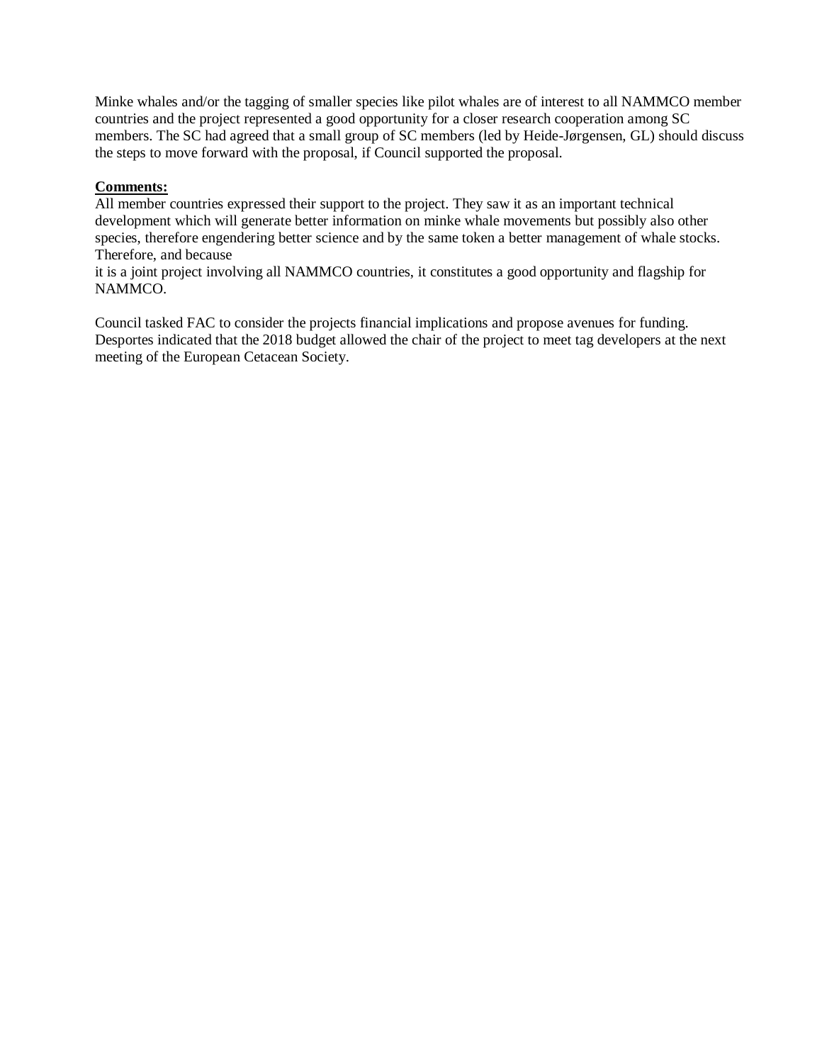Minke whales and/or the tagging of smaller species like pilot whales are of interest to all NAMMCO member countries and the project represented a good opportunity for a closer research cooperation among SC members. The SC had agreed that a small group of SC members (led by Heide-Jørgensen, GL) should discuss the steps to move forward with the proposal, if Council supported the proposal.

**Comments:**

All member countries expressed their support to the project. They saw it as an important technical development which will generate better information on minke whale movements but possibly also other species, therefore engendering better science and by the same token a better management of whale stocks. Therefore, and because
it is a joint project involving all NAMMCO countries, it constitutes a good opportunity and flagship for NAMMCO.

Council tasked FAC to consider the projects financial implications and propose avenues for funding. Desportes indicated that the 2018 budget allowed the chair of the project to meet tag developers at the next meeting of the European Cetacean Society.